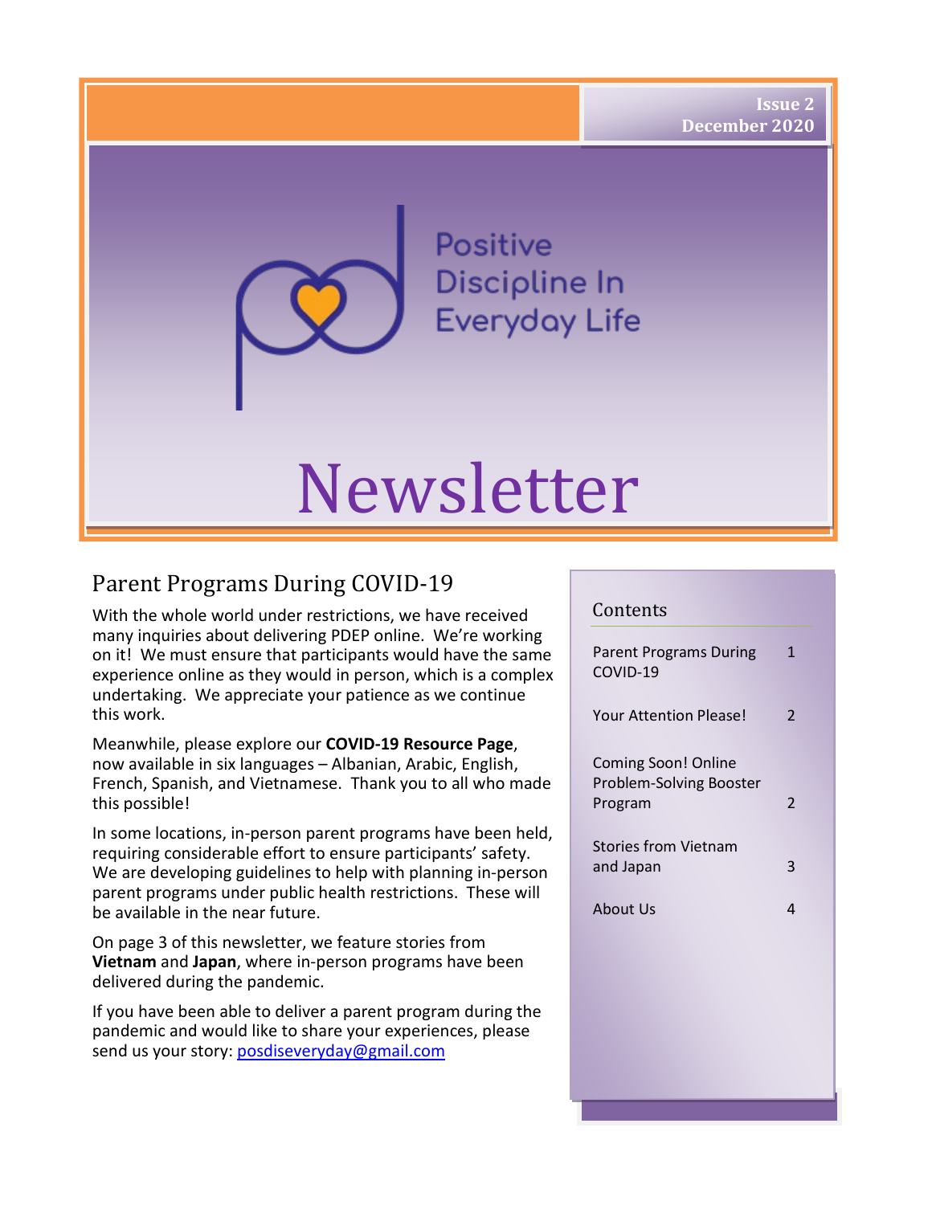Issue 2
December 2020

# Positive Discipline In Everyday Life

# Newsletter

## Parent Programs During COVID-19

With the whole world under restrictions, we have received many inquiries about delivering PDEP online. We're working on it! We must ensure that participants would have the same experience online as they would in person, which is a complex undertaking. We appreciate your patience as we continue this work.

Meanwhile, please explore our **COVID-19 Resource Page**, now available in six languages – Albanian, Arabic, English, French, Spanish, and Vietnamese. Thank you to all who made this possible!

In some locations, in-person parent programs have been held, requiring considerable effort to ensure participants' safety. We are developing guidelines to help with planning in-person parent programs under public health restrictions. These will be available in the near future.

On page 3 of this newsletter, we feature stories from **Vietnam** and **Japan**, where in-person programs have been delivered during the pandemic.

If you have been able to deliver a parent program during the pandemic and would like to share your experiences, please send us your story: posdiseveryday@gmail.com

### Contents

| | |
|---|---|
| Parent Programs During COVID-19 | 1 |
| Your Attention Please! | 2 |
| Coming Soon! Online Problem-Solving Booster Program | 2 |
| Stories from Vietnam and Japan | 3 |
| About Us | 4 |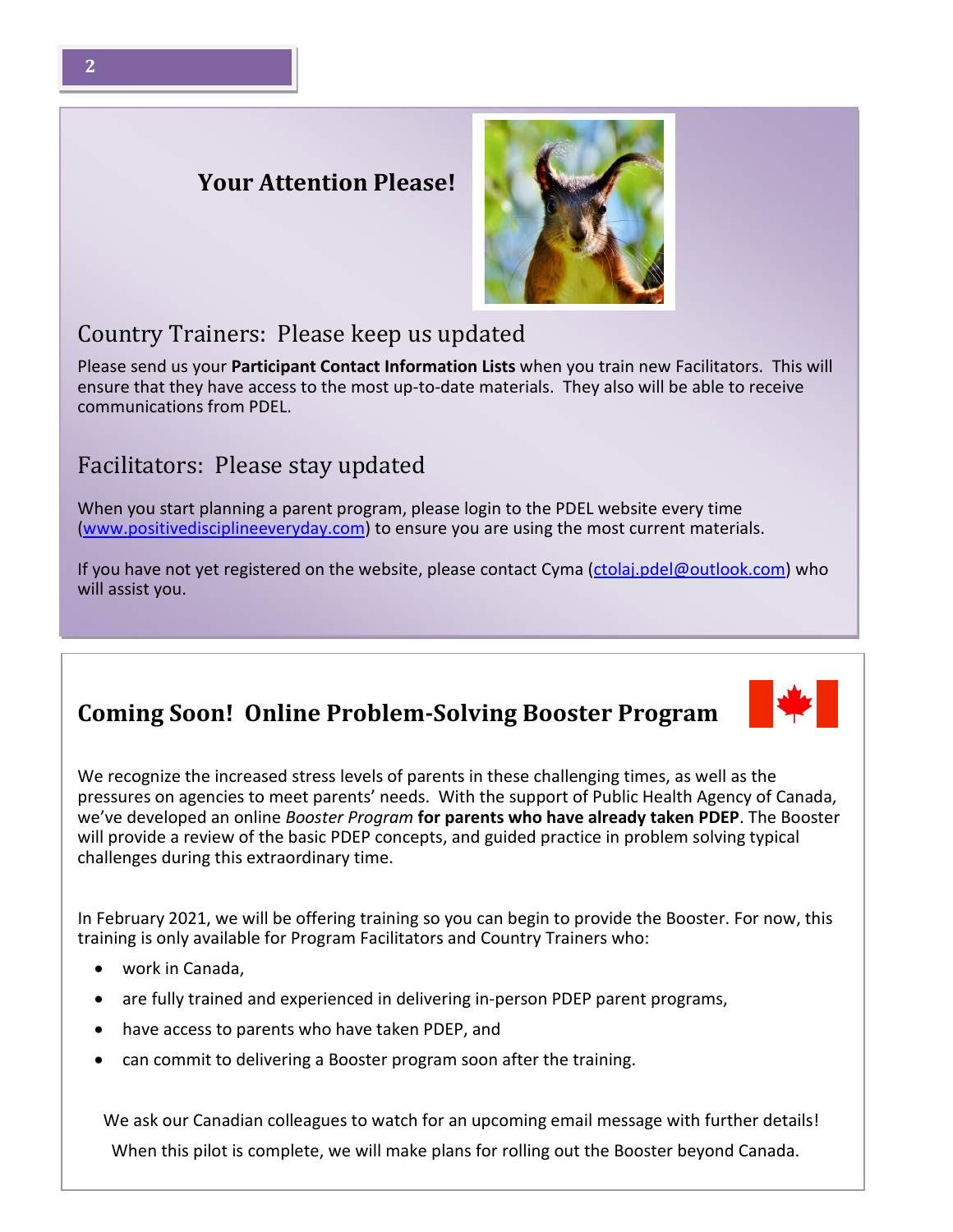## Your Attention Please!

### Country Trainers: Please keep us updated

Please send us your **Participant Contact Information Lists** when you train new Facilitators. This will ensure that they have access to the most up-to-date materials. They also will be able to receive communications from PDEL.

### Facilitators: Please stay updated

When you start planning a parent program, please login to the PDEL website every time (www.positivedisciplineeveryday.com) to ensure you are using the most current materials.

If you have not yet registered on the website, please contact Cyma (ctolaj.pdel@outlook.com) who will assist you.

## Coming Soon! Online Problem-Solving Booster Program

We recognize the increased stress levels of parents in these challenging times, as well as the pressures on agencies to meet parents' needs. With the support of Public Health Agency of Canada, we've developed an online *Booster Program* **for parents who have already taken PDEP**. The Booster will provide a review of the basic PDEP concepts, and guided practice in problem solving typical challenges during this extraordinary time.

In February 2021, we will be offering training so you can begin to provide the Booster. For now, this training is only available for Program Facilitators and Country Trainers who:

- work in Canada,
- are fully trained and experienced in delivering in-person PDEP parent programs,
- have access to parents who have taken PDEP, and
- can commit to delivering a Booster program soon after the training.

We ask our Canadian colleagues to watch for an upcoming email message with further details!

When this pilot is complete, we will make plans for rolling out the Booster beyond Canada.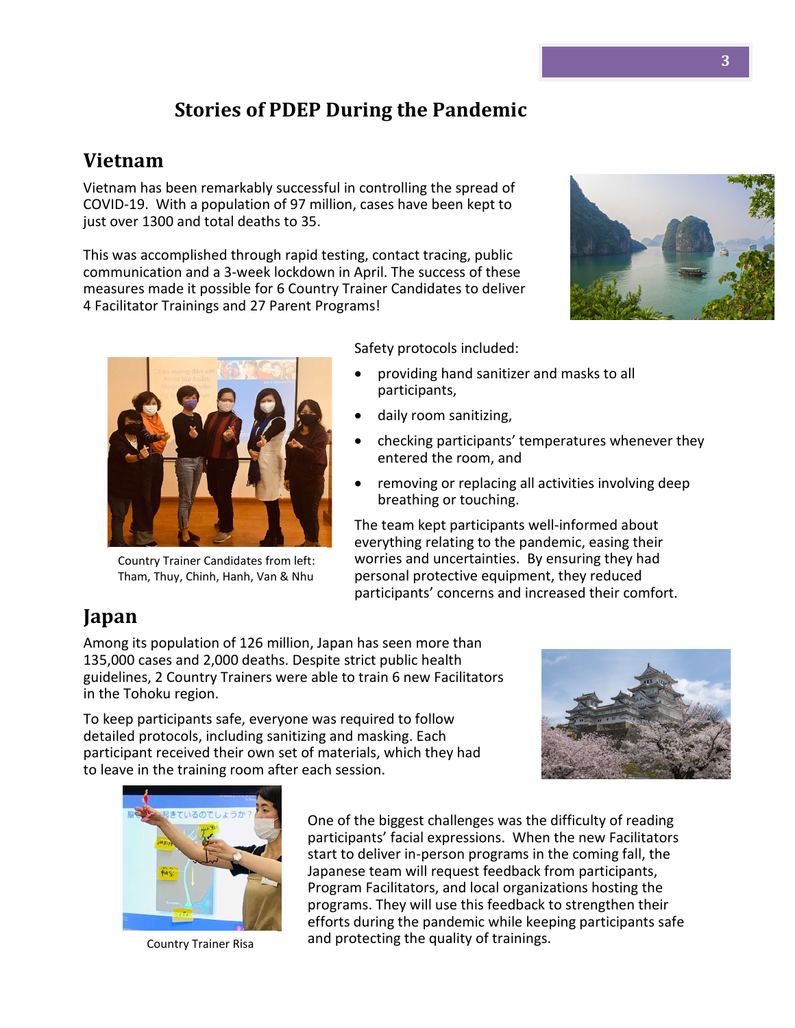# Stories of PDEP During the Pandemic

## Vietnam

Vietnam has been remarkably successful in controlling the spread of COVID-19. With a population of 97 million, cases have been kept to just over 1300 and total deaths to 35.

This was accomplished through rapid testing, contact tracing, public communication and a 3-week lockdown in April. The success of these measures made it possible for 6 Country Trainer Candidates to deliver 4 Facilitator Trainings and 27 Parent Programs!

Country Trainer Candidates from left: Tham, Thuy, Chinh, Hanh, Van & Nhu

Safety protocols included:

- providing hand sanitizer and masks to all participants,
- daily room sanitizing,
- checking participants' temperatures whenever they entered the room, and
- removing or replacing all activities involving deep breathing or touching.

The team kept participants well-informed about everything relating to the pandemic, easing their worries and uncertainties. By ensuring they had personal protective equipment, they reduced participants' concerns and increased their comfort.

## Japan

Among its population of 126 million, Japan has seen more than 135,000 cases and 2,000 deaths. Despite strict public health guidelines, 2 Country Trainers were able to train 6 new Facilitators in the Tohoku region.

To keep participants safe, everyone was required to follow detailed protocols, including sanitizing and masking. Each participant received their own set of materials, which they had to leave in the training room after each session.

Country Trainer Risa

One of the biggest challenges was the difficulty of reading participants' facial expressions. When the new Facilitators start to deliver in-person programs in the coming fall, the Japanese team will request feedback from participants, Program Facilitators, and local organizations hosting the programs. They will use this feedback to strengthen their efforts during the pandemic while keeping participants safe and protecting the quality of trainings.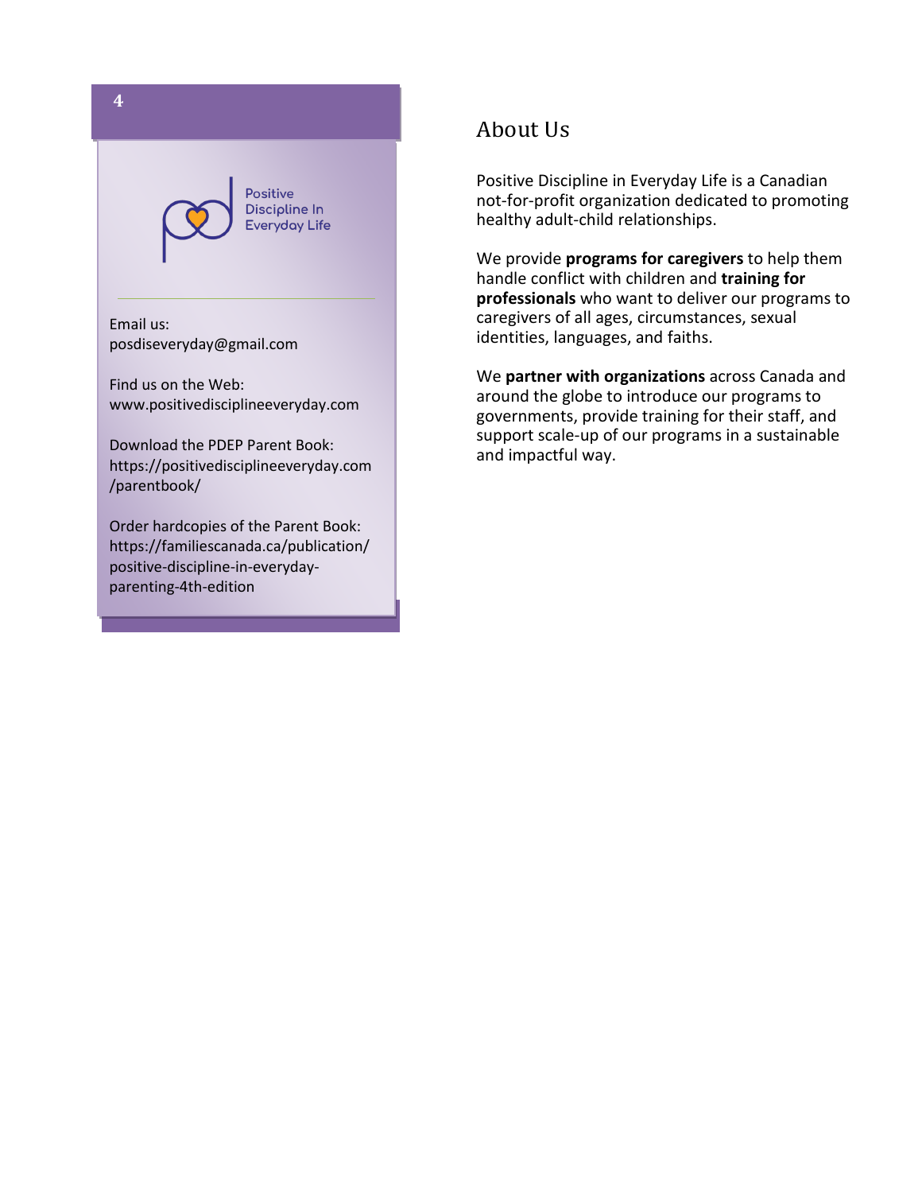Positive Discipline In Everyday Life

Email us:
posdiseveryday@gmail.com

Find us on the Web:
www.positivedisciplineeveryday.com

Download the PDEP Parent Book:
https://positivedisciplineeveryday.com/parentbook/

Order hardcopies of the Parent Book:
https://familiescanada.ca/publication/positive-discipline-in-everyday-parenting-4th-edition

## About Us

Positive Discipline in Everyday Life is a Canadian not-for-profit organization dedicated to promoting healthy adult-child relationships.

We provide **programs for caregivers** to help them handle conflict with children and **training for professionals** who want to deliver our programs to caregivers of all ages, circumstances, sexual identities, languages, and faiths.

We **partner with organizations** across Canada and around the globe to introduce our programs to governments, provide training for their staff, and support scale-up of our programs in a sustainable and impactful way.